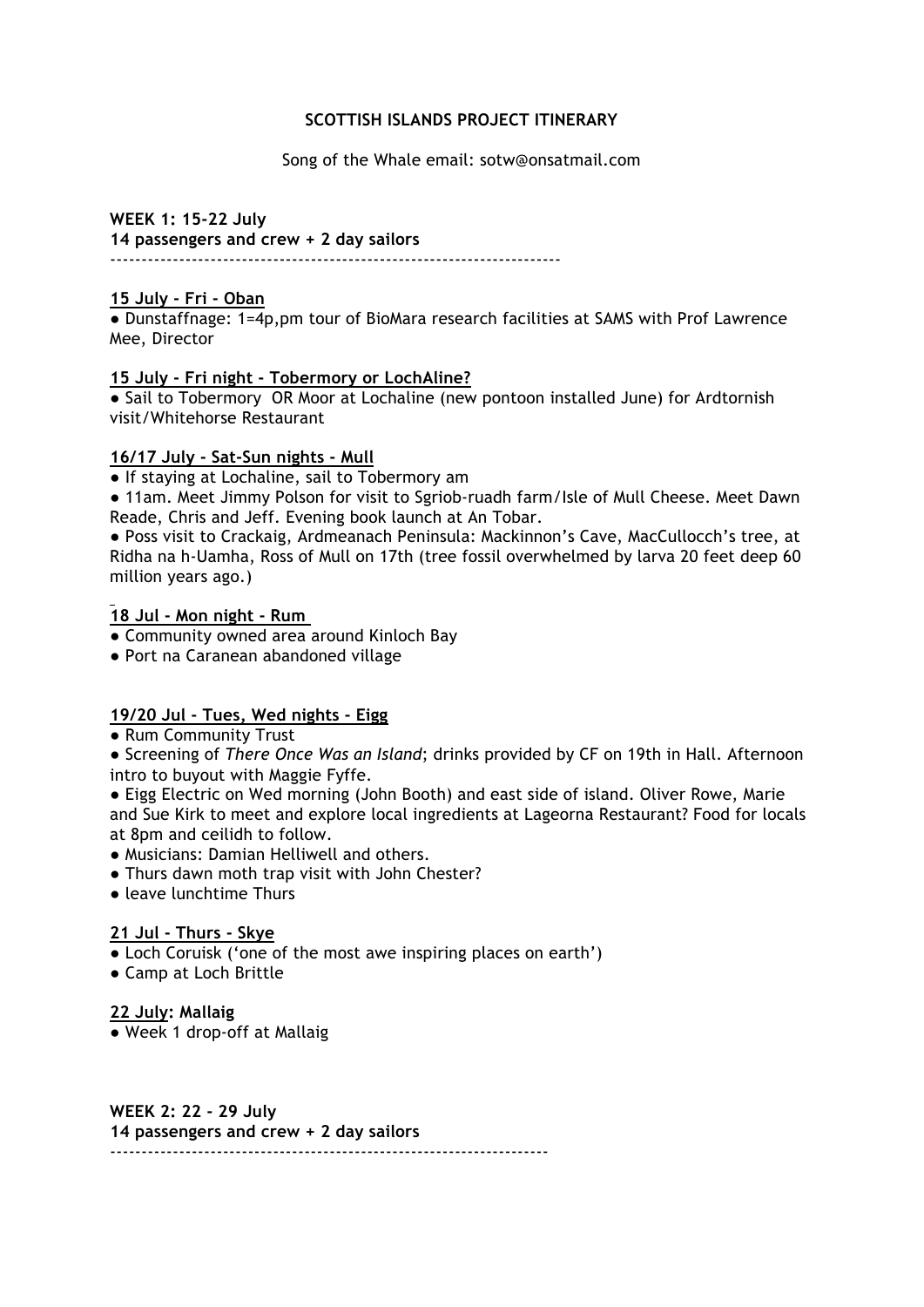**SCOTTISH ISLANDS PROJECT ITINERARY**

Song of the Whale email: sotw@onsatmail.com

**WEEK 1: 15-22 July**
**14 passengers and crew + 2 day sailors**

----------------------------------------------------------------------

**15 July - Fri - Oban**

● Dunstaffnage: 1=4p,pm tour of BioMara research facilities at SAMS with Prof Lawrence Mee, Director

**15 July - Fri night - Tobermory or LochAline?**

● Sail to Tobermory OR Moor at Lochaline (new pontoon installed June) for Ardtornish visit/Whitehorse Restaurant

**16/17 July - Sat-Sun nights - Mull**

● If staying at Lochaline, sail to Tobermory am

● 11am. Meet Jimmy Polson for visit to Sgriob-ruadh farm/Isle of Mull Cheese. Meet Dawn Reade, Chris and Jeff. Evening book launch at An Tobar.

● Poss visit to Crackaig, Ardmeanach Peninsula: Mackinnon's Cave, MacCullocch's tree, at Ridha na h-Uamha, Ross of Mull on 17th (tree fossil overwhelmed by larva 20 feet deep 60 million years ago.)

**18 Jul - Mon night - Rum**

● Community owned area around Kinloch Bay

● Port na Caranean abandoned village

**19/20 Jul - Tues, Wed nights - Eigg**

● Rum Community Trust

● Screening of *There Once Was an Island*; drinks provided by CF on 19th in Hall. Afternoon intro to buyout with Maggie Fyffe.

● Eigg Electric on Wed morning (John Booth) and east side of island. Oliver Rowe, Marie and Sue Kirk to meet and explore local ingredients at Lageorna Restaurant? Food for locals at 8pm and ceilidh to follow.

● Musicians: Damian Helliwell and others.

● Thurs dawn moth trap visit with John Chester?

● leave lunchtime Thurs

**21 Jul - Thurs - Skye**

● Loch Coruisk ('one of the most awe inspiring places on earth')

● Camp at Loch Brittle

**22 July: Mallaig**

● Week 1 drop-off at Mallaig

**WEEK 2: 22 - 29 July**
**14 passengers and crew + 2 day sailors**

--------------------------------------------------------------------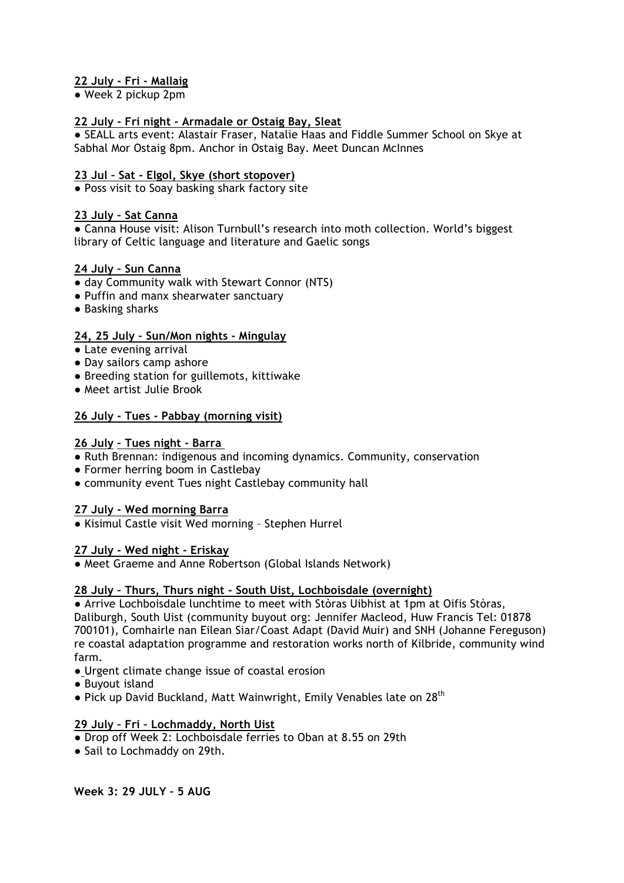**22 July - Fri - Mallaig**

- Week 2 pickup 2pm

**22 July - Fri night - Armadale or Ostaig Bay, Sleat**

- SEALL arts event: Alastair Fraser, Natalie Haas and Fiddle Summer School on Skye at Sabhal Mor Ostaig 8pm. Anchor in Ostaig Bay. Meet Duncan McInnes

**23 Jul – Sat - Elgol, Skye (short stopover)**

- Poss visit to Soay basking shark factory site

**23 July – Sat Canna**

- Canna House visit: Alison Turnbull's research into moth collection. World's biggest library of Celtic language and literature and Gaelic songs

**24 July – Sun Canna**

- day Community walk with Stewart Connor (NTS)
- Puffin and manx shearwater sanctuary
- Basking sharks

**24, 25 July – Sun/Mon nights - Mingulay**

- Late evening arrival
- Day sailors camp ashore
- Breeding station for guillemots, kittiwake
- Meet artist Julie Brook

**26 July - Tues - Pabbay (morning visit)**

**26 July – Tues night - Barra**

- Ruth Brennan: indigenous and incoming dynamics. Community, conservation
- Former herring boom in Castlebay
- community event Tues night Castlebay community hall

**27 July - Wed morning Barra**

- Kisimul Castle visit Wed morning – Stephen Hurrel

**27 July - Wed night - Eriskay**

- Meet Graeme and Anne Robertson (Global Islands Network)

**28 July – Thurs, Thurs night - South Uist, Lochboisdale (overnight)**

- Arrive Lochboisdale lunchtime to meet with Stòras Uibhist at 1pm at Oifis Stòras, Daliburgh, South Uist (community buyout org: Jennifer Macleod, Huw Francis Tel: 01878 700101), Comhairle nan Eilean Siar/Coast Adapt (David Muir) and SNH (Johanne Fereguson) re coastal adaptation programme and restoration works north of Kilbride, community wind farm.
- Urgent climate change issue of coastal erosion
- Buyout island
- Pick up David Buckland, Matt Wainwright, Emily Venables late on 28th

**29 July – Fri – Lochmaddy, North Uist**

- Drop off Week 2: Lochboisdale ferries to Oban at 8.55 on 29th
- Sail to Lochmaddy on 29th.

**Week 3: 29 JULY – 5 AUG**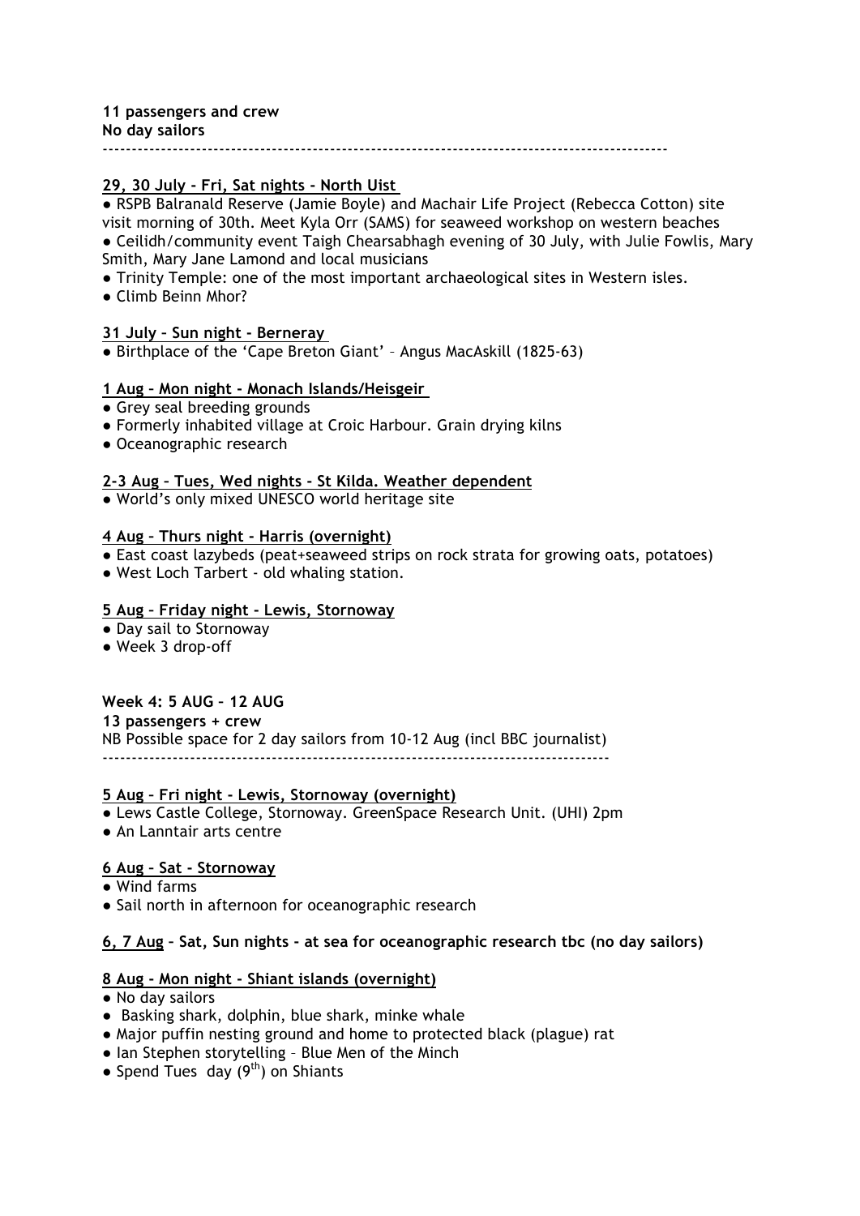**11 passengers and crew**
**No day sailors**

---

**29, 30 July - Fri, Sat nights - North Uist**

- RSPB Balranald Reserve (Jamie Boyle) and Machair Life Project (Rebecca Cotton) site visit morning of 30th. Meet Kyla Orr (SAMS) for seaweed workshop on western beaches
- Ceilidh/community event Taigh Chearsabhagh evening of 30 July, with Julie Fowlis, Mary Smith, Mary Jane Lamond and local musicians
- Trinity Temple: one of the most important archaeological sites in Western isles.
- Climb Beinn Mhor?

**31 July – Sun night - Berneray**

- Birthplace of the 'Cape Breton Giant' – Angus MacAskill (1825-63)

**1 Aug – Mon night - Monach Islands/Heisgeir**

- Grey seal breeding grounds
- Formerly inhabited village at Croic Harbour. Grain drying kilns
- Oceanographic research

**2-3 Aug – Tues, Wed nights - St Kilda. Weather dependent**

- World's only mixed UNESCO world heritage site

**4 Aug – Thurs night - Harris (overnight)**

- East coast lazybeds (peat+seaweed strips on rock strata for growing oats, potatoes)
- West Loch Tarbert - old whaling station.

**5 Aug – Friday night - Lewis, Stornoway**

- Day sail to Stornoway
- Week 3 drop-off

**Week 4: 5 AUG – 12 AUG**
**13 passengers + crew**
NB Possible space for 2 day sailors from 10-12 Aug (incl BBC journalist)

---

**5 Aug – Fri night - Lewis, Stornoway (overnight)**

- Lews Castle College, Stornoway. GreenSpace Research Unit. (UHI) 2pm
- An Lanntair arts centre

**6 Aug – Sat - Stornoway**

- Wind farms
- Sail north in afternoon for oceanographic research

**6, 7 Aug – Sat, Sun nights - at sea for oceanographic research tbc (no day sailors)**

**8 Aug - Mon night - Shiant islands (overnight)**

- No day sailors
- Basking shark, dolphin, blue shark, minke whale
- Major puffin nesting ground and home to protected black (plague) rat
- Ian Stephen storytelling – Blue Men of the Minch
- Spend Tues day (9th) on Shiants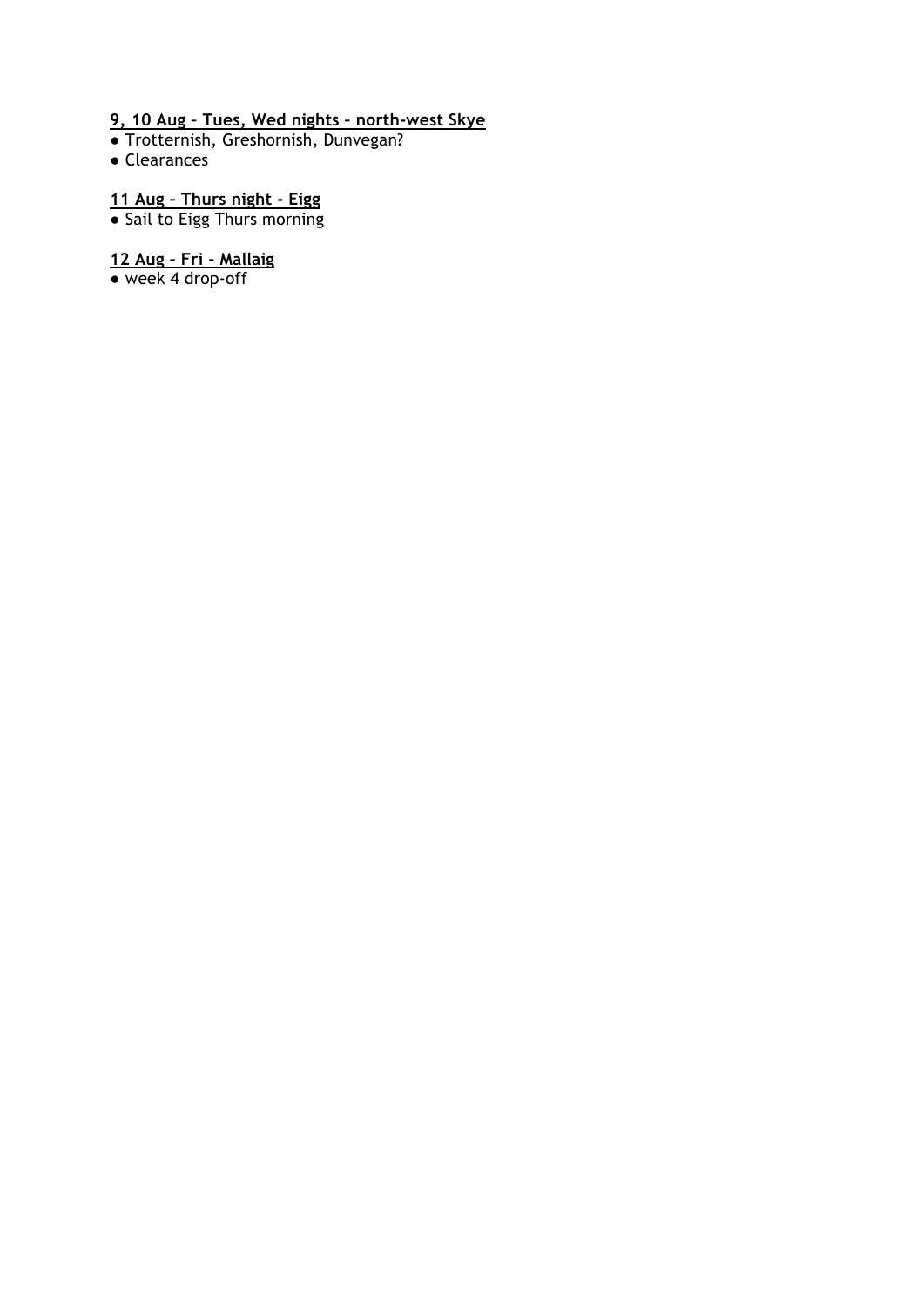**<u>9, 10 Aug – Tues, Wed nights – north-west Skye</u>**

- Trotternish, Greshornish, Dunvegan?
- Clearances

**<u>11 Aug – Thurs night - Eigg</u>**

- Sail to Eigg Thurs morning

**<u>12 Aug – Fri - Mallaig</u>**

- week 4 drop-off